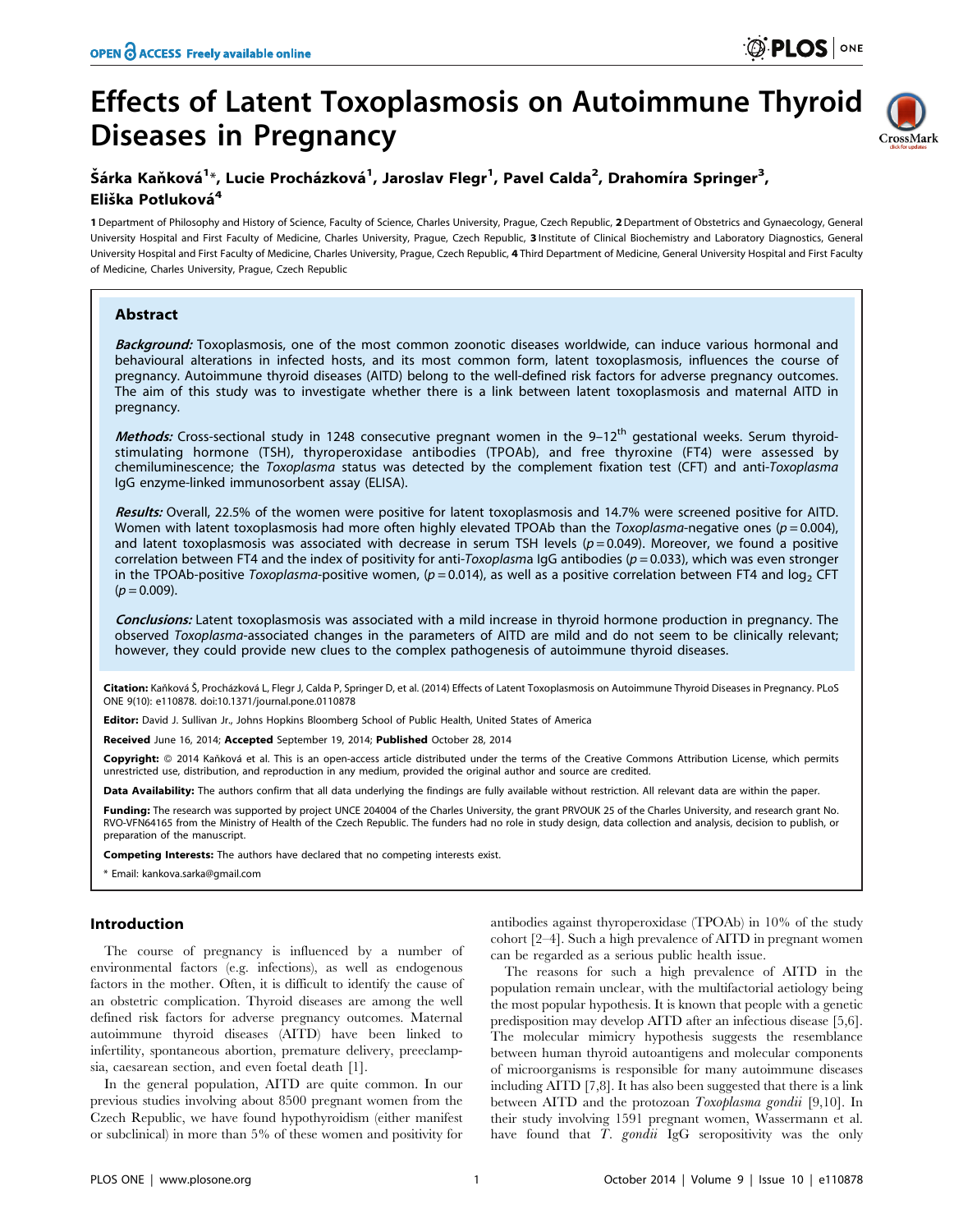# Effects of Latent Toxoplasmosis on Autoimmune Thyroid Diseases in Pregnancy

Šárka Kaňková[1]*, Lucie Procházková[1], Jaroslav Flegr[1], Pavel Calda[2], Drahomíra Springer[3], Eliška Potlukova[4]

1 Department of Philosophy and History of Science, Faculty of Science, Charles University, Prague, Czech Republic, 2 Department of Obstetrics and Gynaecology, General University Hospital and First Faculty of Medicine, Charles University, Prague, Czech Republic, 3 Institute of Clinical Biochemistry and Laboratory Diagnostics, General University Hospital and First Faculty of Medicine, Charles University, Prague, Czech Republic, 4 Third Department of Medicine, General University Hospital and First Faculty of Medicine, Charles University, Prague, Czech Republic

## Abstract

***Background:*** Toxoplasmosis, one of the most common zoonotic diseases worldwide, can induce various hormonal and behavioural alterations in infected hosts, and its most common form, latent toxoplasmosis, influences the course of pregnancy. Autoimmune thyroid diseases (AITD) belong to the well-defined risk factors for adverse pregnancy outcomes. The aim of this study was to investigate whether there is a link between latent toxoplasmosis and maternal AITD in pregnancy.

***Methods:*** Cross-sectional study in 1248 consecutive pregnant women in the 9–12[th] gestational weeks. Serum thyroid-stimulating hormone (TSH), thyroperoxidase antibodies (TPOAb), and free thyroxine (FT4) were assessed by chemiluminescence; the *Toxoplasma* status was detected by the complement fixation test (CFT) and anti-*Toxoplasma* IgG enzyme-linked immunosorbent assay (ELISA).

***Results:*** Overall, 22.5% of the women were positive for latent toxoplasmosis and 14.7% were screened positive for AITD. Women with latent toxoplasmosis had more often highly elevated TPOAb than the *Toxoplasma*-negative ones ($p = 0.004$), and latent toxoplasmosis was associated with decrease in serum TSH levels ($p = 0.049$). Moreover, we found a positive correlation between FT4 and the index of positivity for anti-*Toxoplasma* IgG antibodies ($p = 0.033$), which was even stronger in the TPOAb-positive *Toxoplasma*-positive women, ($p = 0.014$), as well as a positive correlation between FT4 and $\log_2$ CFT ($p = 0.009$).

***Conclusions:*** Latent toxoplasmosis was associated with a mild increase in thyroid hormone production in pregnancy. The observed *Toxoplasma*-associated changes in the parameters of AITD are mild and do not seem to be clinically relevant; however, they could provide new clues to the complex pathogenesis of autoimmune thyroid diseases.

**Citation:** Kaňková Š, Procházková L, Flegr J, Calda P, Springer D, et al. (2014) Effects of Latent Toxoplasmosis on Autoimmune Thyroid Diseases in Pregnancy. PLoS ONE 9(10): e110878. doi:10.1371/journal.pone.0110878

**Editor:** David J. Sullivan Jr., Johns Hopkins Bloomberg School of Public Health, United States of America

**Received** June 16, 2014; **Accepted** September 19, 2014; **Published** October 28, 2014

**Copyright:** © 2014 Kaňková et al. This is an open-access article distributed under the terms of the Creative Commons Attribution License, which permits unrestricted use, distribution, and reproduction in any medium, provided the original author and source are credited.

**Data Availability:** The authors confirm that all data underlying the findings are fully available without restriction. All relevant data are within the paper.

**Funding:** The research was supported by project UNCE 204004 of the Charles University, the grant PRVOUK 25 of the Charles University, and research grant No. RVO-VFN64165 from the Ministry of Health of the Czech Republic. The funders had no role in study design, data collection and analysis, decision to publish, or preparation of the manuscript.

**Competing Interests:** The authors have declared that no competing interests exist.

* Email: kankova.sarka@gmail.com

## Introduction

The course of pregnancy is influenced by a number of environmental factors (e.g. infections), as well as endogenous factors in the mother. Often, it is difficult to identify the cause of an obstetric complication. Thyroid diseases are among the well defined risk factors for adverse pregnancy outcomes. Maternal autoimmune thyroid diseases (AITD) have been linked to infertility, spontaneous abortion, premature delivery, preeclampsia, caesarean section, and even foetal death [1].

In the general population, AITD are quite common. In our previous studies involving about 8500 pregnant women from the Czech Republic, we have found hypothyroidism (either manifest or subclinical) in more than 5% of these women and positivity for antibodies against thyroperoxidase (TPOAb) in 10% of the study cohort [2–4]. Such a high prevalence of AITD in pregnant women can be regarded as a serious public health issue.

The reasons for such a high prevalence of AITD in the population remain unclear, with the multifactorial aetiology being the most popular hypothesis. It is known that people with a genetic predisposition may develop AITD after an infectious disease [5,6]. The molecular mimicry hypothesis suggests the resemblance between human thyroid autoantigens and molecular components of microorganisms is responsible for many autoimmune diseases including AITD [7,8]. It has also been suggested that there is a link between AITD and the protozoan *Toxoplasma gondii* [9,10]. In their study involving 1591 pregnant women, Wassermann et al. have found that *T. gondii* IgG seropositivity was the only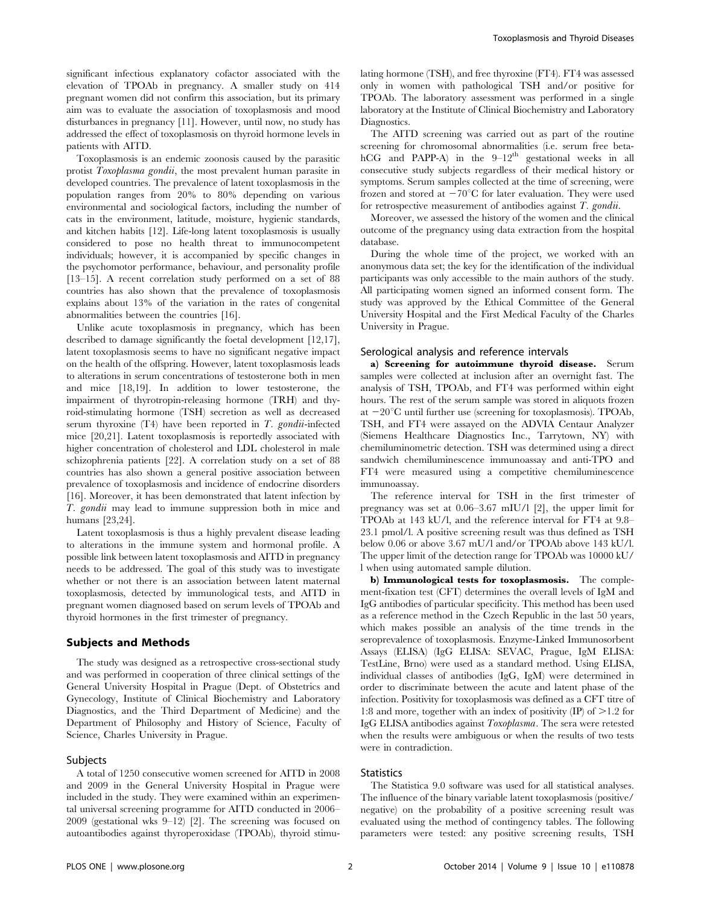significant infectious explanatory cofactor associated with the elevation of TPOAb in pregnancy. A smaller study on 414 pregnant women did not confirm this association, but its primary aim was to evaluate the association of toxoplasmosis and mood disturbances in pregnancy [11]. However, until now, no study has addressed the effect of toxoplasmosis on thyroid hormone levels in patients with AITD.

Toxoplasmosis is an endemic zoonosis caused by the parasitic protist *Toxoplasma gondii*, the most prevalent human parasite in developed countries. The prevalence of latent toxoplasmosis in the population ranges from 20% to 80% depending on various environmental and sociological factors, including the number of cats in the environment, latitude, moisture, hygienic standards, and kitchen habits [12]. Life-long latent toxoplasmosis is usually considered to pose no health threat to immunocompetent individuals; however, it is accompanied by specific changes in the psychomotor performance, behaviour, and personality profile [13–15]. A recent correlation study performed on a set of 88 countries has also shown that the prevalence of toxoplasmosis explains about 13% of the variation in the rates of congenital abnormalities between the countries [16].

Unlike acute toxoplasmosis in pregnancy, which has been described to damage significantly the foetal development [12,17], latent toxoplasmosis seems to have no significant negative impact on the health of the offspring. However, latent toxoplasmosis leads to alterations in serum concentrations of testosterone both in men and mice [18,19]. In addition to lower testosterone, the impairment of thyrotropin-releasing hormone (TRH) and thyroid-stimulating hormone (TSH) secretion as well as decreased serum thyroxine (T4) have been reported in *T. gondii*-infected mice [20,21]. Latent toxoplasmosis is reportedly associated with higher concentration of cholesterol and LDL cholesterol in male schizophrenia patients [22]. A correlation study on a set of 88 countries has also shown a general positive association between prevalence of toxoplasmosis and incidence of endocrine disorders [16]. Moreover, it has been demonstrated that latent infection by *T. gondii* may lead to immune suppression both in mice and humans [23,24].

Latent toxoplasmosis is thus a highly prevalent disease leading to alterations in the immune system and hormonal profile. A possible link between latent toxoplasmosis and AITD in pregnancy needs to be addressed. The goal of this study was to investigate whether or not there is an association between latent maternal toxoplasmosis, detected by immunological tests, and AITD in pregnant women diagnosed based on serum levels of TPOAb and thyroid hormones in the first trimester of pregnancy.

## Subjects and Methods

The study was designed as a retrospective cross-sectional study and was performed in cooperation of three clinical settings of the General University Hospital in Prague (Dept. of Obstetrics and Gynecology, Institute of Clinical Biochemistry and Laboratory Diagnostics, and the Third Department of Medicine) and the Department of Philosophy and History of Science, Faculty of Science, Charles University in Prague.

### Subjects

A total of 1250 consecutive women screened for AITD in 2008 and 2009 in the General University Hospital in Prague were included in the study. They were examined within an experimental universal screening programme for AITD conducted in 2006–2009 (gestational wks 9–12) [2]. The screening was focused on autoantibodies against thyroperoxidase (TPOAb), thyroid stimulating hormone (TSH), and free thyroxine (FT4). FT4 was assessed only in women with pathological TSH and/or positive for TPOAb. The laboratory assessment was performed in a single laboratory at the Institute of Clinical Biochemistry and Laboratory Diagnostics.

The AITD screening was carried out as part of the routine screening for chromosomal abnormalities (i.e. serum free beta-hCG and PAPP-A) in the 9–12[th] gestational weeks in all consecutive study subjects regardless of their medical history or symptoms. Serum samples collected at the time of screening, were frozen and stored at $-70°C$ for later evaluation. They were used for retrospective measurement of antibodies against *T. gondii*.

Moreover, we assessed the history of the women and the clinical outcome of the pregnancy using data extraction from the hospital database.

During the whole time of the project, we worked with an anonymous data set; the key for the identification of the individual participants was only accessible to the main authors of the study. All participating women signed an informed consent form. The study was approved by the Ethical Committee of the General University Hospital and the First Medical Faculty of the Charles University in Prague.

### Serological analysis and reference intervals

**a) Screening for autoimmune thyroid disease.** Serum samples were collected at inclusion after an overnight fast. The analysis of TSH, TPOAb, and FT4 was performed within eight hours. The rest of the serum sample was stored in aliquots frozen at $-20°C$ until further use (screening for toxoplasmosis). TPOAb, TSH, and FT4 were assayed on the ADVIA Centaur Analyzer (Siemens Healthcare Diagnostics Inc., Tarrytown, NY) with chemiluminometric detection. TSH was determined using a direct sandwich chemiluminescence immunoassay and anti-TPO and FT4 were measured using a competitive chemiluminescence immunoassay.

The reference interval for TSH in the first trimester of pregnancy was set at 0.06–3.67 mIU/l [2], the upper limit for TPOAb at 143 kU/l, and the reference interval for FT4 at 9.8–23.1 pmol/l. A positive screening result was thus defined as TSH below 0.06 or above 3.67 mU/l and/or TPOAb above 143 kU/l. The upper limit of the detection range for TPOAb was 10000 kU/l when using automated sample dilution.

**b) Immunological tests for toxoplasmosis.** The complement-fixation test (CFT) determines the overall levels of IgM and IgG antibodies of particular specificity. This method has been used as a reference method in the Czech Republic in the last 50 years, which makes possible an analysis of the time trends in the seroprevalence of toxoplasmosis. Enzyme-Linked Immunosorbent Assays (ELISA) (IgG ELISA: SEVAC, Prague, IgM ELISA: TestLine, Brno) were used as a standard method. Using ELISA, individual classes of antibodies (IgG, IgM) were determined in order to discriminate between the acute and latent phase of the infection. Positivity for toxoplasmosis was defined as a CFT titre of 1:8 and more, together with an index of positivity (IP) of $>1.2$ for IgG ELISA antibodies against *Toxoplasma*. The sera were retested when the results were ambiguous or when the results of two tests were in contradiction.

### Statistics

The Statistica 9.0 software was used for all statistical analyses. The influence of the binary variable latent toxoplasmosis (positive/negative) on the probability of a positive screening result was evaluated using the method of contingency tables. The following parameters were tested: any positive screening results, TSH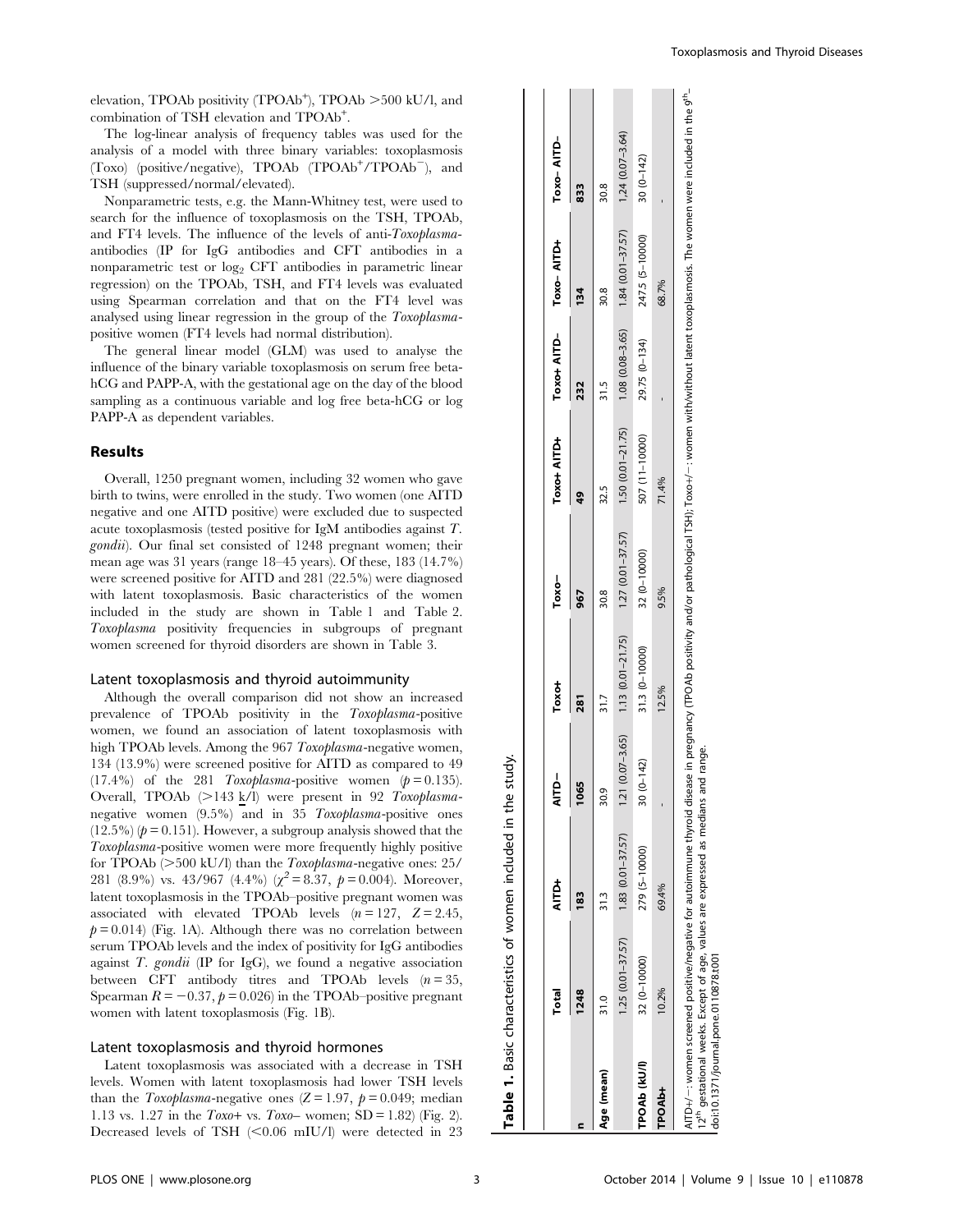elevation, TPOAb positivity (TPOAb$^+$), TPOAb >500 kU/l, and combination of TSH elevation and TPOAb$^+$.

The log-linear analysis of frequency tables was used for the analysis of a model with three binary variables: toxoplasmosis (Toxo) (positive/negative), TPOAb (TPOAb$^+$/TPOAb$^-$), and TSH (suppressed/normal/elevated).

Nonparametric tests, e.g. the Mann-Whitney test, were used to search for the influence of toxoplasmosis on the TSH, TPOAb, and FT4 levels. The influence of the levels of anti-*Toxoplasma*-antibodies (IP for IgG antibodies and CFT antibodies in a nonparametric test or $\log_2$ CFT antibodies in parametric linear regression) on the TPOAb, TSH, and FT4 levels was evaluated using Spearman correlation and that on the FT4 level was analysed using linear regression in the group of the *Toxoplasma*-positive women (FT4 levels had normal distribution).

The general linear model (GLM) was used to analyse the influence of the binary variable toxoplasmosis on serum free beta-hCG and PAPP-A, with the gestational age on the day of the blood sampling as a continuous variable and log free beta-hCG or log PAPP-A as dependent variables.

## Results

Overall, 1250 pregnant women, including 32 women who gave birth to twins, were enrolled in the study. Two women (one AITD negative and one AITD positive) were excluded due to suspected acute toxoplasmosis (tested positive for IgM antibodies against *T. gondii*). Our final set consisted of 1248 pregnant women; their mean age was 31 years (range 18–45 years). Of these, 183 (14.7%) were screened positive for AITD and 281 (22.5%) were diagnosed with latent toxoplasmosis. Basic characteristics of the women included in the study are shown in Table 1 and Table 2. *Toxoplasma* positivity frequencies in subgroups of pregnant women screened for thyroid disorders are shown in Table 3.

### Latent toxoplasmosis and thyroid autoimmunity

Although the overall comparison did not show an increased prevalence of TPOAb positivity in the *Toxoplasma*-positive women, we found an association of latent toxoplasmosis with high TPOAb levels. Among the 967 *Toxoplasma*-negative women, 134 (13.9%) were screened positive for AITD as compared to 49 (17.4%) of the 281 *Toxoplasma*-positive women ($p = 0.135$). Overall, TPOAb (>143 k/l) were present in 92 *Toxoplasma*-negative women (9.5%) and in 35 *Toxoplasma*-positive ones (12.5%) ($p = 0.151$). However, a subgroup analysis showed that the *Toxoplasma*-positive women were more frequently highly positive for TPOAb (>500 kU/l) than the *Toxoplasma*-negative ones: 25/281 (8.9%) vs. 43/967 (4.4%) ($\chi^2 = 8.37$, $p = 0.004$). Moreover, latent toxoplasmosis in the TPOAb–positive pregnant women was associated with elevated TPOAb levels ($n = 127$, $Z = 2.45$, $p = 0.014$) (Fig. 1A). Although there was no correlation between serum TPOAb levels and the index of positivity for IgG antibodies against *T. gondii* (IP for IgG), we found a negative association between CFT antibody titres and TPOAb levels ($n = 35$, Spearman $R = -0.37$, $p = 0.026$) in the TPOAb–positive pregnant women with latent toxoplasmosis (Fig. 1B).

### Latent toxoplasmosis and thyroid hormones

Latent toxoplasmosis was associated with a decrease in TSH levels. Women with latent toxoplasmosis had lower TSH levels than the *Toxoplasma*-negative ones ($Z = 1.97$, $p = 0.049$; median 1.13 vs. 1.27 in the *Toxo+* vs. *Toxo–* women; SD = 1.82) (Fig. 2). Decreased levels of TSH (<0.06 mIU/l) were detected in 23

**Table 1.** Basic characteristics of women included in the study.

| | Total | AITD+ | AITD– | Toxo+ | Toxo– | Toxo+ AITD+ | Toxo+ AITD– | Toxo– AITD+ | Toxo– AITD– |
|---|---|---|---|---|---|---|---|---|---|
| **n** | **1248** | **183** | **1065** | **281** | **967** | **49** | **232** | **134** | **833** |
| **Age (mean)** | 31.0 | 31.3 | 30.9 | 31.7 | 30.8 | 32.5 | 31.5 | 30.8 | 30.8 |
| | 1.25 (0.01–37.57) | 1.83 (0.01–37.57) | 1.21 (0.07–3.65) | 1.13 (0.01–21.75) | 1.27 (0.01–37.57) | 1.50 (0.01–21.75) | 1.08 (0.08–3.65) | 1.84 (0.01–37.57) | 1.24 (0.07–3.64) |
| **TPOAb (kU/l)** | 32 (0–10000) | 279 (5–10000) | 30 (0–142) | 31.3 (0–10000) | 32 (0–10000) | 507 (11–10000) | 29.75 (0–134) | 247.5 (5–10000) | 30 (0–142) |
| **TPOAb+** | 10.2% | 69.4% | - | 12.5% | 9.5% | 71.4% | - | 68.7% | - |

AITD+/–: women screened positive/negative for autoimmune thyroid disease in pregnancy (TPOAb positivity and/or pathological TSH); Toxo+/–: women with/without latent toxoplasmosis. The women were included in the 9th–12th gestational weeks. Except of age, values are expressed as medians and range.
doi:10.1371/journal.pone.0110878.t001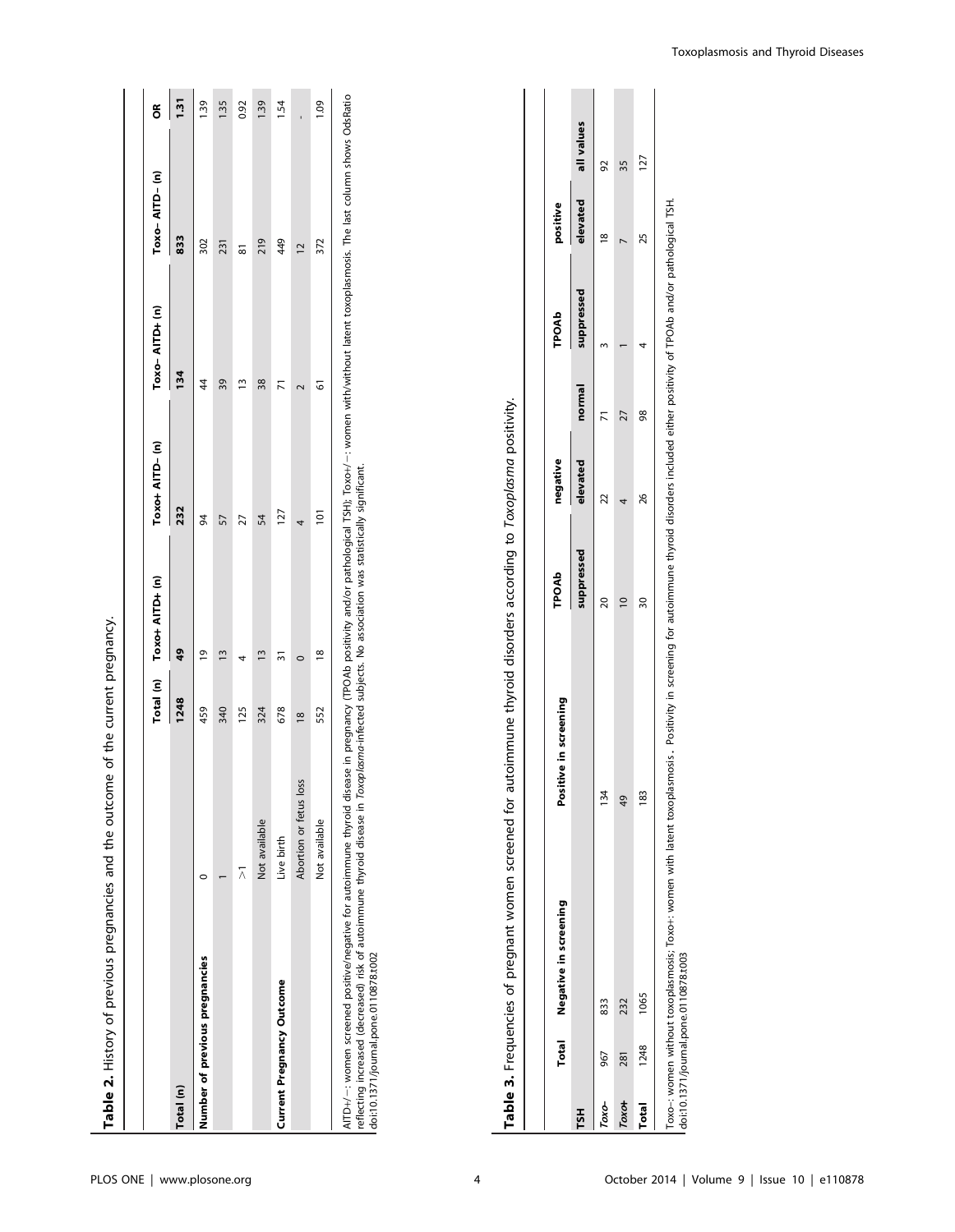**Table 2.** History of previous pregnancies and the outcome of the current pregnancy.

| | | Total (n) | Toxo+ AITD+ (n) | Toxo+ AITD− (n) | Toxo− AITD+ (n) | Toxo− AITD− (n) | OR |
|---|---|---|---|---|---|---|---|
| **Total (n)** | | **1248** | **49** | **232** | **134** | **833** | **1.31** |
| **Number of previous pregnancies** | 0 | 459 | 19 | 94 | 44 | 302 | 1.39 |
| | 1 | 340 | 13 | 57 | 39 | 231 | 1.35 |
| | >1 | 125 | 4 | 27 | 13 | 81 | 0.92 |
| | Not available | 324 | 13 | 54 | 38 | 219 | 1.39 |
| **Current Pregnancy Outcome** | Live birth | 678 | 31 | 127 | 71 | 449 | 1.54 |
| | Abortion or fetus loss | 18 | 0 | 4 | 2 | 12 | - |
| | Not available | 552 | 18 | 101 | 61 | 372 | 1.09 |

AITD+/−: women screened positive/negative for autoimmune thyroid disease in pregnancy (TPOAb positivity and/or pathological TSH); Toxo+/−: women with/without latent toxoplasmosis. The last column shows OdsRatio reflecting increased (decreased) risk of autoimmune thyroid disease in *Toxoplasma*-infected subjects. No association was statistically significant.
doi:10.1371/journal.pone.0110878.t002

**Table 3.** Frequencies of pregnant women screened for autoimmune thyroid disorders according to *Toxoplasma* positivity.

| | Total | Negative in screening | Positive in screening | | | | | |
|---|---|---|---|---|---|---|---|---|
| | | | TPOAb negative | | TPOAb positive | | | |
| TSH | | | suppressed | elevated | normal | suppressed | elevated | all values |
| *Toxo−* | 967 | 833 | 134 | | | | | |
| | | | 20 | 22 | 71 | 3 | 18 | 92 |
| *Toxo+* | 281 | 232 | 49 | | | | | |
| | | | 10 | 4 | 27 | 1 | 7 | 35 |
| **Total** | 1248 | 1065 | 183 | | | | | |
| | | | 30 | 26 | 98 | 4 | 25 | 127 |

Toxo−: women without toxoplasmosis; Toxo+: women with latent toxoplasmosis. Positivity in screening for autoimmune thyroid disorders included either positivity of TPOAb and/or pathological TSH.
doi:10.1371/journal.pone.0110878.t003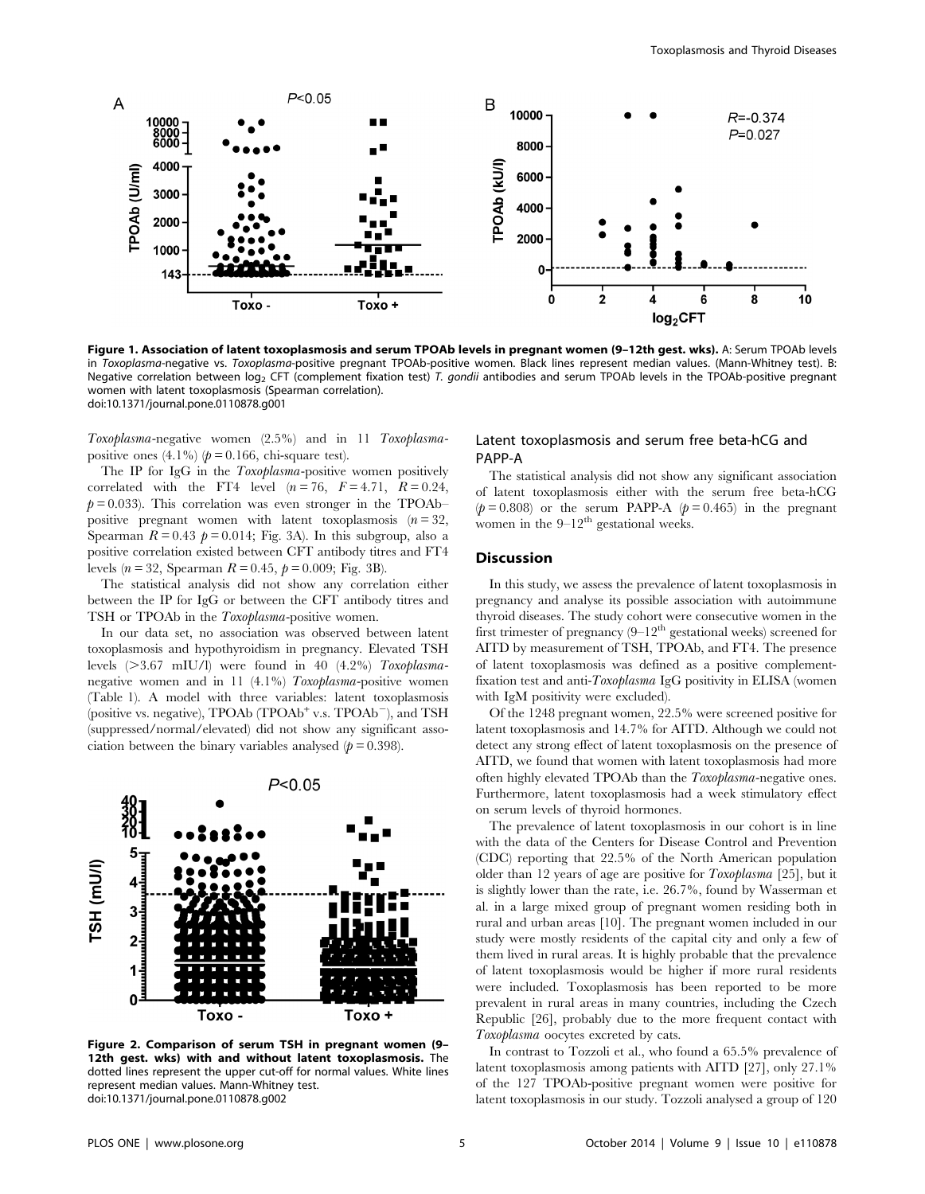Figure 1. Association of latent toxoplasmosis and serum TPOAb levels in pregnant women (9–12th gest. wks). A: Serum TPOAb levels in *Toxoplasma*-negative vs. *Toxoplasma*-positive pregnant TPOAb-positive women. Black lines represent median values. (Mann-Whitney test). B: Negative correlation between $\log_2$ CFT (complement fixation test) *T. gondii* antibodies and serum TPOAb levels in the TPOAb-positive pregnant women with latent toxoplasmosis (Spearman correlation).
doi:10.1371/journal.pone.0110878.g001

*Toxoplasma*-negative women (2.5%) and in 11 *Toxoplasma*-positive ones (4.1%) ($p = 0.166$, chi-square test).

The IP for IgG in the *Toxoplasma*-positive women positively correlated with the FT4 level ($n = 76$, $F = 4.71$, $R = 0.24$, $p = 0.033$). This correlation was even stronger in the TPOAb–positive pregnant women with latent toxoplasmosis ($n = 32$, Spearman $R = 0.43$ $p = 0.014$; Fig. 3A). In this subgroup, also a positive correlation existed between CFT antibody titres and FT4 levels ($n = 32$, Spearman $R = 0.45$, $p = 0.009$; Fig. 3B).

The statistical analysis did not show any correlation either between the IP for IgG or between the CFT antibody titres and TSH or TPOAb in the *Toxoplasma*-positive women.

In our data set, no association was observed between latent toxoplasmosis and hypothyroidism in pregnancy. Elevated TSH levels (>3.67 mIU/l) were found in 40 (4.2%) *Toxoplasma*-negative women and in 11 (4.1%) *Toxoplasma*-positive women (Table 1). A model with three variables: latent toxoplasmosis (positive vs. negative), TPOAb ($TPOAb^+$ v.s. $TPOAb^-$), and TSH (suppressed/normal/elevated) did not show any significant association between the binary variables analysed ($p = 0.398$).

Figure 2. Comparison of serum TSH in pregnant women (9–12th gest. wks) with and without latent toxoplasmosis. The dotted lines represent the upper cut-off for normal values. White lines represent median values. Mann-Whitney test.
doi:10.1371/journal.pone.0110878.g002

## Latent toxoplasmosis and serum free beta-hCG and PAPP-A

The statistical analysis did not show any significant association of latent toxoplasmosis either with the serum free beta-hCG ($p = 0.808$) or the serum PAPP-A ($p = 0.465$) in the pregnant women in the 9–12th gestational weeks.

## Discussion

In this study, we assess the prevalence of latent toxoplasmosis in pregnancy and analyse its possible association with autoimmune thyroid diseases. The study cohort were consecutive women in the first trimester of pregnancy (9–12th gestational weeks) screened for AITD by measurement of TSH, TPOAb, and FT4. The presence of latent toxoplasmosis was defined as a positive complement-fixation test and anti-*Toxoplasma* IgG positivity in ELISA (women with IgM positivity were excluded).

Of the 1248 pregnant women, 22.5% were screened positive for latent toxoplasmosis and 14.7% for AITD. Although we could not detect any strong effect of latent toxoplasmosis on the presence of AITD, we found that women with latent toxoplasmosis had more often highly elevated TPOAb than the *Toxoplasma*-negative ones. Furthermore, latent toxoplasmosis had a week stimulatory effect on serum levels of thyroid hormones.

The prevalence of latent toxoplasmosis in our cohort is in line with the data of the Centers for Disease Control and Prevention (CDC) reporting that 22.5% of the North American population older than 12 years of age are positive for *Toxoplasma* [25], but it is slightly lower than the rate, i.e. 26.7%, found by Wasserman et al. in a large mixed group of pregnant women residing both in rural and urban areas [10]. The pregnant women included in our study were mostly residents of the capital city and only a few of them lived in rural areas. It is highly probable that the prevalence of latent toxoplasmosis would be higher if more rural residents were included. Toxoplasmosis has been reported to be more prevalent in rural areas in many countries, including the Czech Republic [26], probably due to the more frequent contact with *Toxoplasma* oocytes excreted by cats.

In contrast to Tozzoli et al., who found a 65.5% prevalence of latent toxoplasmosis among patients with AITD [27], only 27.1% of the 127 TPOAb-positive pregnant women were positive for latent toxoplasmosis in our study. Tozzoli analysed a group of 120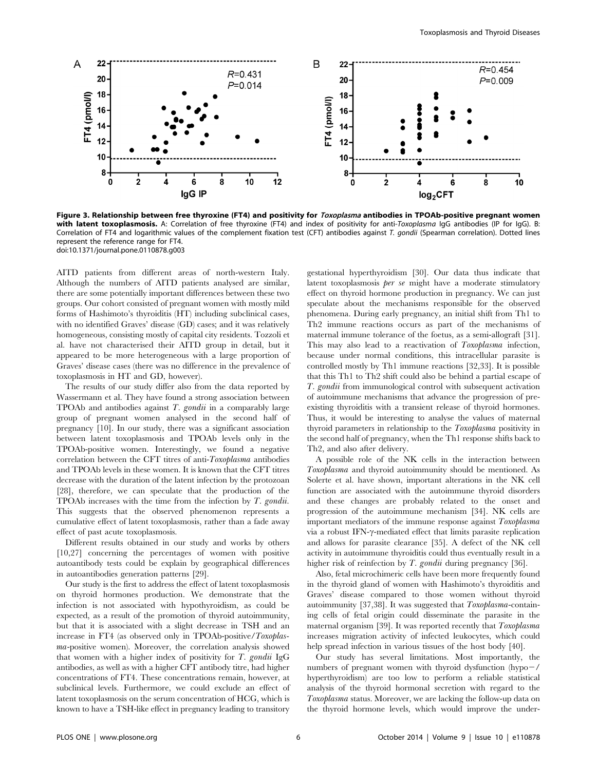**Figure 3. Relationship between free thyroxine (FT4) and positivity for *Toxoplasma* antibodies in TPOAb-positive pregnant women with latent toxoplasmosis.** A: Correlation of free thyroxine (FT4) and index of positivity for anti-*Toxoplasma* IgG antibodies (IP for IgG). B: Correlation of FT4 and logarithmic values of the complement fixation test (CFT) antibodies against *T. gondii* (Spearman correlation). Dotted lines represent the reference range for FT4.
doi:10.1371/journal.pone.0110878.g003

AITD patients from different areas of north-western Italy. Although the numbers of AITD patients analysed are similar, there are some potentially important differences between these two groups. Our cohort consisted of pregnant women with mostly mild forms of Hashimoto's thyroiditis (HT) including subclinical cases, with no identified Graves' disease (GD) cases; and it was relatively homogeneous, consisting mostly of capital city residents. Tozzoli et al. have not characterised their AITD group in detail, but it appeared to be more heterogeneous with a large proportion of Graves' disease cases (there was no difference in the prevalence of toxoplasmosis in HT and GD, however).

The results of our study differ also from the data reported by Wassermann et al. They have found a strong association between TPOAb and antibodies against *T. gondii* in a comparably large group of pregnant women analysed in the second half of pregnancy [10]. In our study, there was a significant association between latent toxoplasmosis and TPOAb levels only in the TPOAb-positive women. Interestingly, we found a negative correlation between the CFT titres of anti-*Toxoplasma* antibodies and TPOAb levels in these women. It is known that the CFT titres decrease with the duration of the latent infection by the protozoan [28], therefore, we can speculate that the production of the TPOAb increases with the time from the infection by *T. gondii*. This suggests that the observed phenomenon represents a cumulative effect of latent toxoplasmosis, rather than a fade away effect of past acute toxoplasmosis.

Different results obtained in our study and works by others [10,27] concerning the percentages of women with positive autoantibody tests could be explain by geographical differences in autoantibodies generation patterns [29].

Our study is the first to address the effect of latent toxoplasmosis on thyroid hormones production. We demonstrate that the infection is not associated with hypothyroidism, as could be expected, as a result of the promotion of thyroid autoimmunity, but that it is associated with a slight decrease in TSH and an increase in FT4 (as observed only in TPOAb-positive/*Toxoplasma*-positive women). Moreover, the correlation analysis showed that women with a higher index of positivity for *T. gondii* IgG antibodies, as well as with a higher CFT antibody titre, had higher concentrations of FT4. These concentrations remain, however, at subclinical levels. Furthermore, we could exclude an effect of latent toxoplasmosis on the serum concentration of HCG, which is known to have a TSH-like effect in pregnancy leading to transitory gestational hyperthyroidism [30]. Our data thus indicate that latent toxoplasmosis *per se* might have a moderate stimulatory effect on thyroid hormone production in pregnancy. We can just speculate about the mechanisms responsible for the observed phenomena. During early pregnancy, an initial shift from Th1 to Th2 immune reactions occurs as part of the mechanisms of maternal immune tolerance of the foetus, as a semi-allograft [31]. This may also lead to a reactivation of *Toxoplasma* infection, because under normal conditions, this intracellular parasite is controlled mostly by Th1 immune reactions [32,33]. It is possible that this Th1 to Th2 shift could also be behind a partial escape of *T. gondii* from immunological control with subsequent activation of autoimmune mechanisms that advance the progression of pre-existing thyroiditis with a transient release of thyroid hormones. Thus, it would be interesting to analyse the values of maternal thyroid parameters in relationship to the *Toxoplasma* positivity in the second half of pregnancy, when the Th1 response shifts back to Th2, and also after delivery.

A possible role of the NK cells in the interaction between *Toxoplasma* and thyroid autoimmunity should be mentioned. As Solerte et al. have shown, important alterations in the NK cell function are associated with the autoimmune thyroid disorders and these changes are probably related to the onset and progression of the autoimmune mechanism [34]. NK cells are important mediators of the immune response against *Toxoplasma* via a robust IFN-γ-mediated effect that limits parasite replication and allows for parasite clearance [35]. A defect of the NK cell activity in autoimmune thyroiditis could thus eventually result in a higher risk of reinfection by *T. gondii* during pregnancy [36].

Also, fetal microchimeric cells have been more frequently found in the thyroid gland of women with Hashimoto's thyroiditis and Graves' disease compared to those women without thyroid autoimmunity [37,38]. It was suggested that *Toxoplasma*-containing cells of fetal origin could disseminate the parasite in the maternal organism [39]. It was reported recently that *Toxoplasma* increases migration activity of infected leukocytes, which could help spread infection in various tissues of the host body [40].

Our study has several limitations. Most importantly, the numbers of pregnant women with thyroid dysfunction (hypo−/hyperthyroidism) are too low to perform a reliable statistical analysis of the thyroid hormonal secretion with regard to the *Toxoplasma* status. Moreover, we are lacking the follow-up data on the thyroid hormone levels, which would improve the under-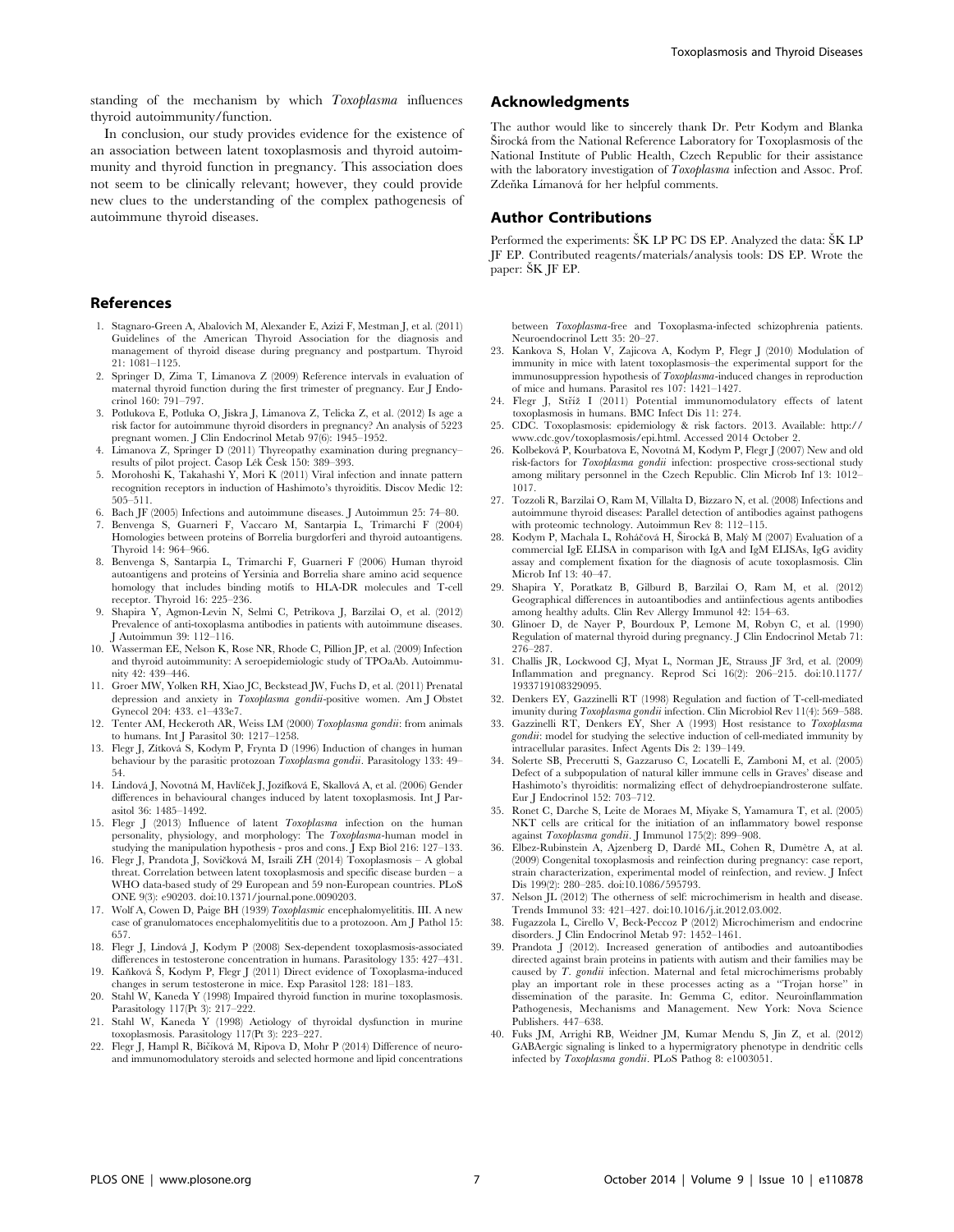standing of the mechanism by which *Toxoplasma* influences thyroid autoimmunity/function.

In conclusion, our study provides evidence for the existence of an association between latent toxoplasmosis and thyroid autoimmunity and thyroid function in pregnancy. This association does not seem to be clinically relevant; however, they could provide new clues to the understanding of the complex pathogenesis of autoimmune thyroid diseases.

## Acknowledgments

The author would like to sincerely thank Dr. Petr Kodym and Blanka Širocká from the National Reference Laboratory for Toxoplasmosis of the National Institute of Public Health, Czech Republic for their assistance with the laboratory investigation of *Toxoplasma* infection and Assoc. Prof. Zdeňka Límanová for her helpful comments.

## Author Contributions

Performed the experiments: ŠK LP PC DS EP. Analyzed the data: ŠK LP JF EP. Contributed reagents/materials/analysis tools: DS EP. Wrote the paper: ŠK JF EP.

## References

1. Stagnaro-Green A, Abalovich M, Alexander E, Azizi F, Mestman J, et al. (2011) Guidelines of the American Thyroid Association for the diagnosis and management of thyroid disease during pregnancy and postpartum. Thyroid 21: 1081–1125.
2. Springer D, Zima T, Limanova Z (2009) Reference intervals in evaluation of maternal thyroid function during the first trimester of pregnancy. Eur J Endocrinol 160: 791–797.
3. Potlukova E, Potluka O, Jiskra J, Limanova Z, Telicka Z, et al. (2012) Is age a risk factor for autoimmune thyroid disorders in pregnancy? An analysis of 5223 pregnant women. J Clin Endocrinol Metab 97(6): 1945–1952.
4. Limanova Z, Springer D (2011) Thyreopathy examination during pregnancy– results of pilot project. Časop Lék Česk 150: 389–393.
5. Morohoshi K, Takahashi Y, Mori K (2011) Viral infection and innate pattern recognition receptors in induction of Hashimoto's thyroiditis. Discov Medic 12: 505–511.
6. Bach JF (2005) Infections and autoimmune diseases. J Autoimmun 25: 74–80.
7. Benvenga S, Guarneri F, Vaccaro M, Santarpia L, Trimarchi F (2004) Homologies between proteins of Borrelia burgdorferi and thyroid autoantigens. Thyroid 14: 964–966.
8. Benvenga S, Santarpia L, Trimarchi F, Guarneri F (2006) Human thyroid autoantigens and proteins of Yersinia and Borrelia share amino acid sequence homology that includes binding motifs to HLA-DR molecules and T-cell receptor. Thyroid 16: 225–236.
9. Shapira Y, Agmon-Levin N, Selmi C, Petrikova J, Barzilai O, et al. (2012) Prevalence of anti-toxoplasma antibodies in patients with autoimmune diseases. J Autoimmun 39: 112–116.
10. Wasserman EE, Nelson K, Rose NR, Rhode C, Pillion JP, et al. (2009) Infection and thyroid autoimmunity: A seroepidemiologic study of TPOaAb. Autoimmunity 42: 439–446.
11. Groer MW, Yolken RH, Xiao JC, Beckstead JW, Fuchs D, et al. (2011) Prenatal depression and anxiety in *Toxoplasma gondii*-positive women. Am J Obstet Gynecol 204: 433. e1–433e7.
12. Tenter AM, Heckeroth AR, Weiss LM (2000) *Toxoplasma gondii*: from animals to humans. Int J Parasitol 30: 1217–1258.
13. Flegr J, Zitková S, Kodym P, Frynta D (1996) Induction of changes in human behaviour by the parasitic protozoan *Toxoplasma gondii*. Parasitology 133: 49–54.
14. Lindová J, Novotná M, Havlíček J, Jozífková E, Skallová A, et al. (2006) Gender differences in behavioural changes induced by latent toxoplasmosis. Int J Parasitol 36: 1485–1492.
15. Flegr J (2013) Influence of latent *Toxoplasma* infection on the human personality, physiology, and morphology: The *Toxoplasma*-human model in studying the manipulation hypothesis - pros and cons. J Exp Biol 216: 127–133.
16. Flegr J, Prandota J, Sovičková M, Israili ZH (2014) Toxoplasmosis – A global threat. Correlation between latent toxoplasmosis and specific disease burden – a WHO data-based study of 29 European and 59 non-European countries. PLoS ONE 9(3): e90203. doi:10.1371/journal.pone.0090203.
17. Wolf A, Cowen D, Paige BH (1939) *Toxoplasmic* encephalomyelitis. III. A new case of granulomatoces encephalomyelitis due to a protozoon. Am J Pathol 15: 657.
18. Flegr J, Lindová J, Kodym P (2008) Sex-dependent toxoplasmosis-associated differences in testosterone concentration in humans. Parasitology 135: 427–431.
19. Kaňková Š, Kodym P, Flegr J (2011) Direct evidence of Toxoplasma-induced changes in serum testosterone in mice. Exp Parasitol 128: 181–183.
20. Stahl W, Kaneda Y (1998) Impaired thyroid function in murine toxoplasmosis. Parasitology 117(Pt 3): 217–222.
21. Stahl W, Kaneda Y (1998) Aetiology of thyroidal dysfunction in murine toxoplasmosis. Parasitology 117(Pt 3): 223–227.
22. Flegr J, Hampl R, Bičíková M, Ripova D, Mohr P (2014) Difference of neuro- and immunomodulatory steroids and selected hormone and lipid concentrations between *Toxoplasma*-free and Toxoplasma-infected schizophrenia patients. Neuroendocrinol Lett 35: 20–27.
23. Kankova S, Holan V, Zajicova A, Kodym P, Flegr J (2010) Modulation of immunity in mice with latent toxoplasmosis–the experimental support for the immunosuppression hypothesis of *Toxoplasma*-induced changes in reproduction of mice and humans. Parasitol res 107: 1421–1427.
24. Flegr J, Stříž I (2011) Potential immunomodulatory effects of latent toxoplasmosis in humans. BMC Infect Dis 11: 274.
25. CDC. Toxoplasmosis: epidemiology & risk factors. 2013. Available: http://www.cdc.gov/toxoplasmosis/epi.html. Accessed 2014 October 2.
26. Kolbeková P, Kourbatova E, Novotná M, Kodym P, Flegr J (2007) New and old risk-factors for *Toxoplasma gondii* infection: prospective cross-sectional study among military personnel in the Czech Republic. Clin Microb Inf 13: 1012–1017.
27. Tozzoli R, Barzilai O, Ram M, Villalta D, Bizzaro N, et al. (2008) Infections and autoimmune thyroid diseases: Parallel detection of antibodies against pathogens with proteomic technology. Autoimmun Rev 8: 112–115.
28. Kodym P, Machala L, Roháčová H, Širocká B, Malý M (2007) Evaluation of a commercial IgE ELISA in comparison with IgA and IgM ELISAs, IgG avidity assay and complement fixation for the diagnosis of acute toxoplasmosis. Clin Microb Inf 13: 40–47.
29. Shapira Y, Poratkatz B, Gilburd B, Barzilai O, Ram M, et al. (2012) Geographical differences in autoantibodies and antiinfectious agents antibodies among healthy adults. Clin Rev Allergy Immunol 42: 154–63.
30. Glinoer D, de Nayer P, Bourdoux P, Lemone M, Robyn C, et al. (1990) Regulation of maternal thyroid during pregnancy. J Clin Endocrinol Metab 71: 276–287.
31. Challis JR, Lockwood CJ, Myat L, Norman JE, Strauss JF 3rd, et al. (2009) Inflammation and pregnancy. Reprod Sci 16(2): 206–215. doi:10.1177/1933719108329095.
32. Denkers EY, Gazzinelli RT (1998) Regulation and fuction of T-cell-mediated imunity during *Toxoplasma gondii* infection. Clin Microbiol Rev 11(4): 569–588.
33. Gazzinelli RT, Denkers EY, Sher A (1993) Host resistance to *Toxoplasma gondii*: model for studying the selective induction of cell-mediated immunity by intracellular parasites. Infect Agents Dis 2: 139–149.
34. Solerte SB, Precerutti S, Gazzaruso C, Locatelli E, Zamboni M, et al. (2005) Defect of a subpopulation of natural killer immune cells in Graves' disease and Hashimoto's thyroiditis: normalizing effect of dehydroepiandrosterone sulfate. Eur J Endocrinol 152: 703–712.
35. Ronet C, Darche S, Leite de Moraes M, Miyake S, Yamamura T, et al. (2005) NKT cells are critical for the initiation of an inflammatory bowel response against *Toxoplasma gondii*. J Immunol 175(2): 899–908.
36. Elbez-Rubinstein A, Ajzenberg D, Dardé ML, Cohen R, Dumètre A, at al. (2009) Congenital toxoplasmosis and reinfection during pregnancy: case report, strain characterization, experimental model of reinfection, and review. J Infect Dis 199(2): 280–285. doi:10.1086/595793.
37. Nelson JL (2012) The otherness of self: microchimerism in health and disease. Trends Immunol 33: 421–427. doi:10.1016/j.it.2012.03.002.
38. Fugazzola L, Cirello V, Beck-Peccoz P (2012) Microchimerism and endocrine disorders. J Clin Endocrinol Metab 97: 1452–1461.
39. Prandota J (2012). Increased generation of antibodies and autoantibodies directed against brain proteins in patients with autism and their families may be caused by *T. gondii* infection. Maternal and fetal microchimerisms probably play an important role in these processes acting as a "Trojan horse" in dissemination of the parasite. In: Gemma C, editor. Neuroinflammation Pathogenesis, Mechanisms and Management. New York: Nova Science Publishers. 447–638.
40. Fuks JM, Arrighi RB, Weidner JM, Kumar Mendu S, Jin Z, et al. (2012) GABAergic signaling is linked to a hypermigratory phenotype in dendritic cells infected by *Toxoplasma gondii*. PLoS Pathog 8: e1003051.